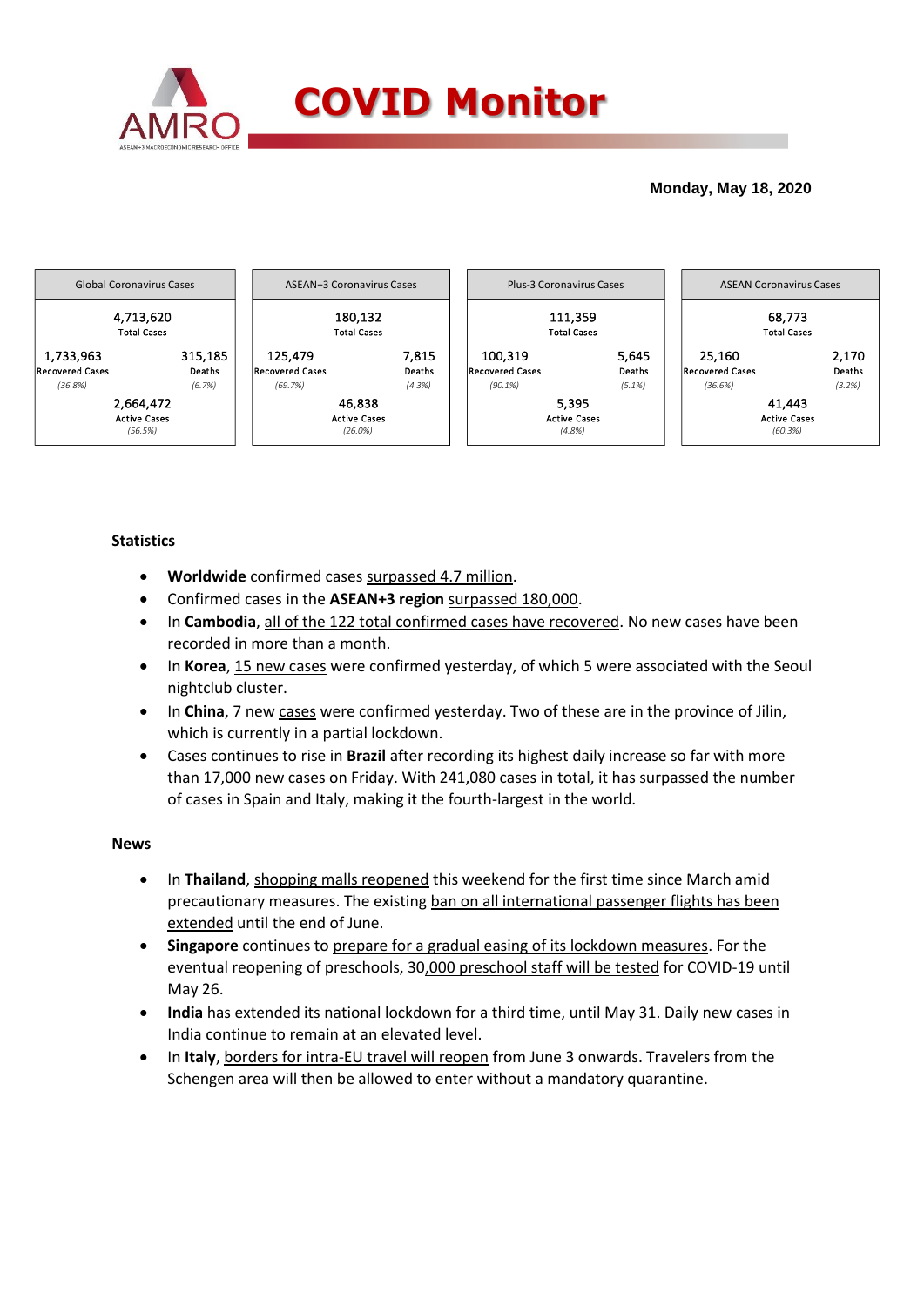# COVID Monitor

**Monday, May 18, 2020**

| Global Coronavirus Cases | | ASEAN+3 Coronavirus Cases | | Plus-3 Coronavirus Cases | | ASEAN Coronavirus Cases | |
|---|---|---|---|---|---|---|---|
| 4,713,620 Total Cases | | 180,132 Total Cases | | 111,359 Total Cases | | 68,773 Total Cases | |
| 1,733,963 Recovered Cases (36.8%) | 315,185 Deaths (6.7%) | 125,479 Recovered Cases (69.7%) | 7,815 Deaths (4.3%) | 100,319 Recovered Cases (90.1%) | 5,645 Deaths (5.1%) | 25,160 Recovered Cases (36.6%) | 2,170 Deaths (3.2%) |
| 2,664,472 Active Cases (56.5%) | | 46,838 Active Cases (26.0%) | | 5,395 Active Cases (4.8%) | | 41,443 Active Cases (60.3%) | |

## Statistics

- **Worldwide** confirmed cases surpassed 4.7 million.
- Confirmed cases in the **ASEAN+3 region** surpassed 180,000.
- In **Cambodia**, all of the 122 total confirmed cases have recovered. No new cases have been recorded in more than a month.
- In **Korea**, 15 new cases were confirmed yesterday, of which 5 were associated with the Seoul nightclub cluster.
- In **China**, 7 new cases were confirmed yesterday. Two of these are in the province of Jilin, which is currently in a partial lockdown.
- Cases continues to rise in **Brazil** after recording its highest daily increase so far with more than 17,000 new cases on Friday. With 241,080 cases in total, it has surpassed the number of cases in Spain and Italy, making it the fourth-largest in the world.

## News

- In **Thailand**, shopping malls reopened this weekend for the first time since March amid precautionary measures. The existing ban on all international passenger flights has been extended until the end of June.
- **Singapore** continues to prepare for a gradual easing of its lockdown measures. For the eventual reopening of preschools, 30,000 preschool staff will be tested for COVID-19 until May 26.
- **India** has extended its national lockdown for a third time, until May 31. Daily new cases in India continue to remain at an elevated level.
- In **Italy**, borders for intra-EU travel will reopen from June 3 onwards. Travelers from the Schengen area will then be allowed to enter without a mandatory quarantine.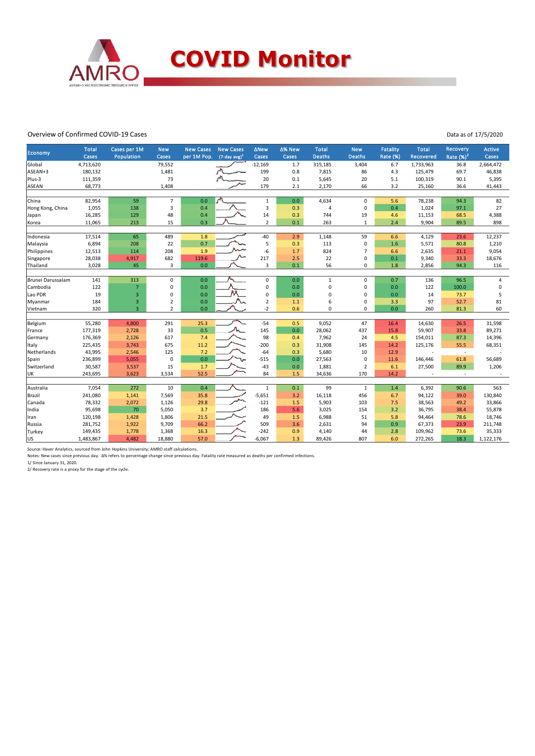# COVID Monitor

Overview of Confirmed COVID-19 Cases

Data as of 17/5/2020

| Economy | Total Cases | Cases per 1M Population | New Cases | New Cases per 1M Pop. | New Cases (7-day avg)[1] | ΔNew Cases | Δ% New Cases | Total Deaths | New Deaths | Fatality Rate (%) | Total Recovered | Recovery Rate (%)[2] | Active Cases |
|---|---|---|---|---|---|---|---|---|---|---|---|---|---|
| Global | 4,713,620 | | 79,552 | | | -12,169 | 1.7 | 315,185 | 3,404 | 6.7 | 1,733,963 | 36.8 | 2,664,472 |
| ASEAN+3 | 180,132 | | 1,481 | | | 199 | 0.8 | 7,815 | 86 | 4.3 | 125,479 | 69.7 | 46,838 |
| Plus-3 | 111,359 | | 73 | | | 20 | 0.1 | 5,645 | 20 | 5.1 | 100,319 | 90.1 | 5,395 |
| ASEAN | 68,773 | | 1,408 | | | 179 | 2.1 | 2,170 | 66 | 3.2 | 25,160 | 36.6 | 41,443 |
| | | | | | | | | | | | | | |
| China | 82,954 | 59 | 7 | 0.0 | | 1 | 0.0 | 4,634 | 0 | 5.6 | 78,238 | 94.3 | 82 |
| Hong Kong, China | 1,055 | 138 | 3 | 0.4 | | 3 | 0.3 | 4 | 0 | 0.4 | 1,024 | 97.1 | 27 |
| Japan | 16,285 | 129 | 48 | 0.4 | | 14 | 0.3 | 744 | 19 | 4.6 | 11,153 | 68.5 | 4,388 |
| Korea | 11,065 | 213 | 15 | 0.3 | | 2 | 0.1 | 263 | 1 | 2.4 | 9,904 | 89.5 | 898 |
| | | | | | | | | | | | | | |
| Indonesia | 17,514 | 65 | 489 | 1.8 | | -40 | 2.9 | 1,148 | 59 | 6.6 | 4,129 | 23.6 | 12,237 |
| Malaysia | 6,894 | 208 | 22 | 0.7 | | 5 | 0.3 | 113 | 0 | 1.6 | 5,571 | 80.8 | 1,210 |
| Philippines | 12,513 | 114 | 208 | 1.9 | | -6 | 1.7 | 824 | 7 | 6.6 | 2,635 | 21.1 | 9,054 |
| Singapore | 28,038 | 4,917 | 682 | 119.6 | | 217 | 2.5 | 22 | 0 | 0.1 | 9,340 | 33.3 | 18,676 |
| Thailand | 3,028 | 45 | 3 | 0.0 | | 3 | 0.1 | 56 | 0 | 1.8 | 2,856 | 94.3 | 116 |
| | | | | | | | | | | | | | |
| Brunei Darussalam | 141 | 313 | 0 | 0.0 | | 0 | 0.0 | 1 | 0 | 0.7 | 136 | 96.5 | 4 |
| Cambodia | 122 | 7 | 0 | 0.0 | | 0 | 0.0 | 0 | 0 | 0.0 | 122 | 100.0 | 0 |
| Lao PDR | 19 | 3 | 0 | 0.0 | | 0 | 0.0 | 0 | 0 | 0.0 | 14 | 73.7 | 5 |
| Myanmar | 184 | 3 | 2 | 0.0 | | 2 | 1.1 | 6 | 0 | 3.3 | 97 | 52.7 | 81 |
| Vietnam | 320 | 3 | 2 | 0.0 | | -2 | 0.6 | 0 | 0 | 0.0 | 260 | 81.3 | 60 |
| | | | | | | | | | | | | | |
| Belgium | 55,280 | 4,800 | 291 | 25.3 | | -54 | 0.5 | 9,052 | 47 | 16.4 | 14,630 | 26.5 | 31,598 |
| France | 177,319 | 2,728 | 33 | 0.5 | | 145 | 0.0 | 28,062 | 437 | 15.8 | 59,907 | 33.8 | 89,271 |
| Germany | 176,369 | 2,126 | 617 | 7.4 | | 98 | 0.4 | 7,962 | 24 | 4.5 | 154,011 | 87.3 | 14,396 |
| Italy | 225,435 | 3,743 | 675 | 11.2 | | -200 | 0.3 | 31,908 | 145 | 14.2 | 125,176 | 55.5 | 68,351 |
| Netherlands | 43,995 | 2,546 | 125 | 7.2 | | -64 | 0.3 | 5,680 | 10 | 12.9 | - | - | - |
| Spain | 236,899 | 5,055 | 0 | 0.0 | | -515 | 0.0 | 27,563 | 0 | 11.6 | 146,446 | 61.8 | 56,689 |
| Switzerland | 30,587 | 3,537 | 15 | 1.7 | | -43 | 0.0 | 1,881 | 2 | 6.1 | 27,500 | 89.9 | 1,206 |
| UK | 243,695 | 3,623 | 3,534 | 52.5 | | 84 | 1.5 | 34,636 | 170 | 14.2 | - | - | - |
| | | | | | | | | | | | | | |
| Australia | 7,054 | 272 | 10 | 0.4 | | 1 | 0.1 | 99 | 1 | 1.4 | 6,392 | 90.6 | 563 |
| Brazil | 241,080 | 1,141 | 7,569 | 35.8 | | -5,651 | 3.2 | 16,118 | 456 | 6.7 | 94,122 | 39.0 | 130,840 |
| Canada | 78,332 | 2,072 | 1,126 | 29.8 | | -121 | 1.5 | 5,903 | 103 | 7.5 | 38,563 | 49.2 | 33,866 |
| India | 95,698 | 70 | 5,050 | 3.7 | | 186 | 5.6 | 3,025 | 154 | 3.2 | 36,795 | 38.4 | 55,878 |
| Iran | 120,198 | 1,428 | 1,806 | 21.5 | | 49 | 1.5 | 6,988 | 51 | 5.8 | 94,464 | 78.6 | 18,746 |
| Russia | 281,752 | 1,922 | 9,709 | 66.2 | | 509 | 3.6 | 2,631 | 94 | 0.9 | 67,373 | 23.9 | 211,748 |
| Turkey | 149,435 | 1,778 | 1,368 | 16.3 | | -242 | 0.9 | 4,140 | 44 | 2.8 | 109,962 | 73.6 | 35,333 |
| US | 1,483,867 | 4,482 | 18,880 | 57.0 | | -6,067 | 1.3 | 89,426 | 807 | 6.0 | 272,265 | 18.3 | 1,122,176 |

Source: Haver Analytics, sourced from John Hopkins University; AMRO staff calculations.

Notes: New cases since previous day. Δ% refers to percentage change since previous day. Fatality rate measured as deaths per confirmed infections.

1/ Since January 31, 2020.

2/ Recovery rate is a proxy for the stage of the cycle.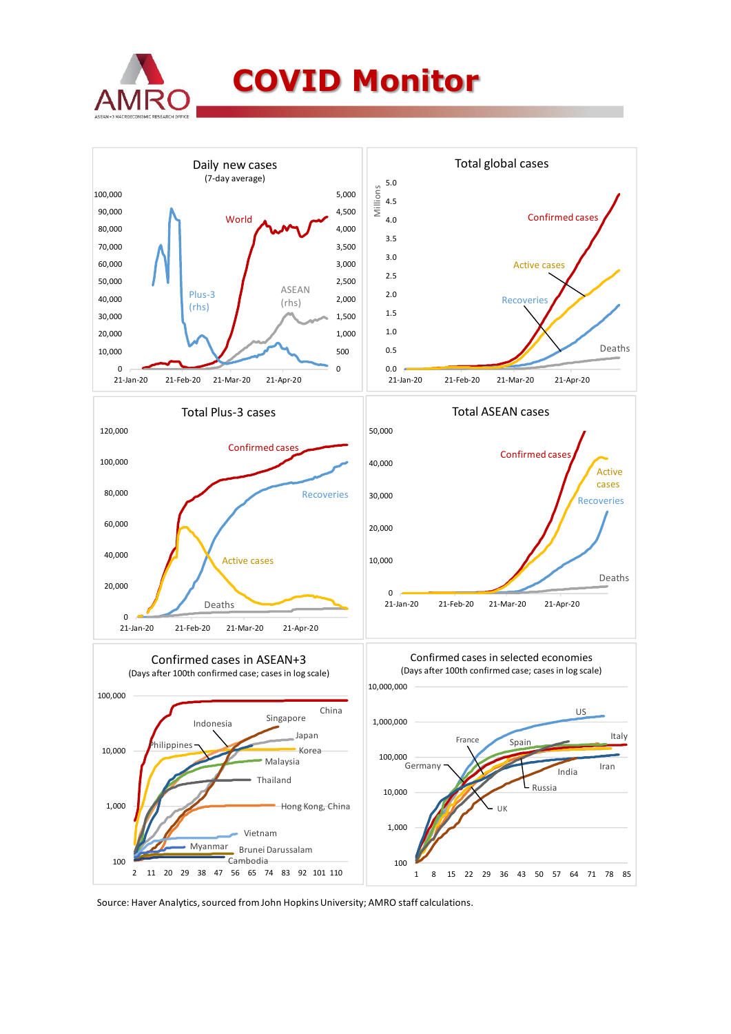# COVID Monitor

AMRO

ASEAN+3 MACROECONOMIC RESEARCH OFFICE

## Daily new cases

(7-day average)

100,000
90,000
80,000
70,000
60,000
50,000
40,000
30,000
20,000
10,000
0

5,000
4,500
4,000
3,500
3,000
2,500
2,000
1,500
1,000
500
0

21-Jan-20 21-Feb-20 21-Mar-20 21-Apr-20

World
Plus-3 (rhs)
ASEAN (rhs)

## Total global cases

Millions

5.0
4.5
4.0
3.5
3.0
2.5
2.0
1.5
1.0
0.5
0.0

21-Jan-20 21-Feb-20 21-Mar-20 21-Apr-20

Confirmed cases
Active cases
Recoveries
Deaths

## Total Plus-3 cases

120,000
100,000
80,000
60,000
40,000
20,000
0

21-Jan-20 21-Feb-20 21-Mar-20 21-Apr-20

Confirmed cases
Recoveries
Active cases
Deaths

## Total ASEAN cases

50,000
40,000
30,000
20,000
10,000
0

21-Jan-20 21-Feb-20 21-Mar-20 21-Apr-20

Confirmed cases
Active cases
Recoveries
Deaths

## Confirmed cases in ASEAN+3

(Days after 100th confirmed case; cases in log scale)

100,000
10,000
1,000
100

2 11 20 29 38 47 56 65 74 83 92 101 110

China
Singapore
Indonesia
Japan
Philippines
Korea
Malaysia
Thailand
Hong Kong, China
Vietnam
Myanmar
Brunei Darussalam
Cambodia

## Confirmed cases in selected economies

(Days after 100th confirmed case; cases in log scale)

10,000,000
1,000,000
100,000
10,000
1,000
100

1 8 15 22 29 36 43 50 57 64 71 78 85

US
Italy
France
Spain
Germany
Iran
India
Russia
UK

Source: Haver Analytics, sourced from John Hopkins University; AMRO staff calculations.